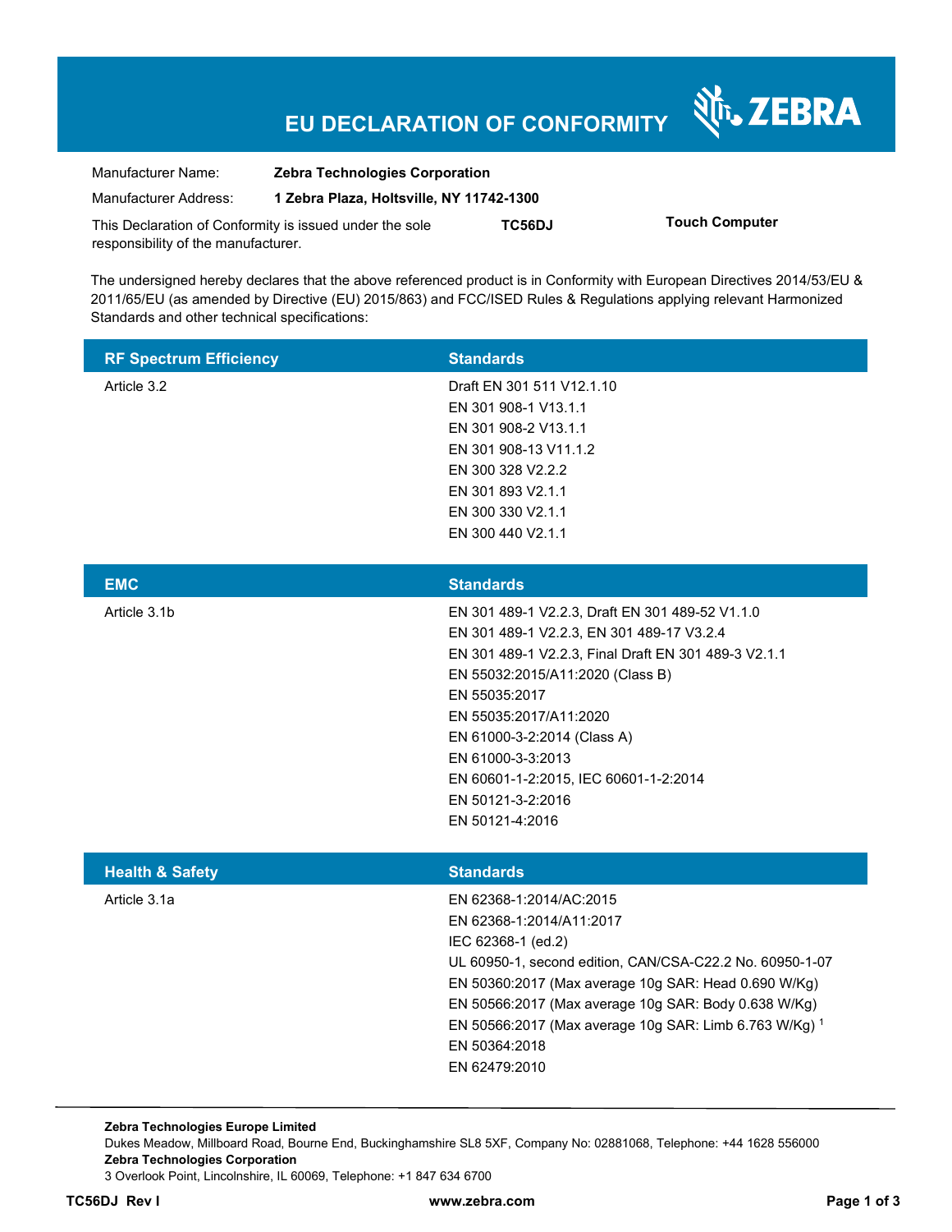# EU DECLARATION OF CONFORMITY

| | |
|---|---|
| Manufacturer Name: | **Zebra Technologies Corporation** |
| Manufacturer Address: | **1 Zebra Plaza, Holtsville, NY 11742-1300** |

This Declaration of Conformity is issued under the sole responsibility of the manufacturer. **TC56DJ** **Touch Computer**

The undersigned hereby declares that the above referenced product is in Conformity with European Directives 2014/53/EU & 2011/65/EU (as amended by Directive (EU) 2015/863) and FCC/ISED Rules & Regulations applying relevant Harmonized Standards and other technical specifications:

| RF Spectrum Efficiency | Standards |
|---|---|
| Article 3.2 | Draft EN 301 511 V12.1.10<br>EN 301 908-1 V13.1.1<br>EN 301 908-2 V13.1.1<br>EN 301 908-13 V11.1.2<br>EN 300 328 V2.2.2<br>EN 301 893 V2.1.1<br>EN 300 330 V2.1.1<br>EN 300 440 V2.1.1 |

| EMC | Standards |
|---|---|
| Article 3.1b | EN 301 489-1 V2.2.3, Draft EN 301 489-52 V1.1.0<br>EN 301 489-1 V2.2.3, EN 301 489-17 V3.2.4<br>EN 301 489-1 V2.2.3, Final Draft EN 301 489-3 V2.1.1<br>EN 55032:2015/A11:2020 (Class B)<br>EN 55035:2017<br>EN 55035:2017/A11:2020<br>EN 61000-3-2:2014 (Class A)<br>EN 61000-3-3:2013<br>EN 60601-1-2:2015, IEC 60601-1-2:2014<br>EN 50121-3-2:2016<br>EN 50121-4:2016 |

| Health & Safety | Standards |
|---|---|
| Article 3.1a | EN 62368-1:2014/AC:2015<br>EN 62368-1:2014/A11:2017<br>IEC 62368-1 (ed.2)<br>UL 60950-1, second edition, CAN/CSA-C22.2 No. 60950-1-07<br>EN 50360:2017 (Max average 10g SAR: Head 0.690 W/Kg)<br>EN 50566:2017 (Max average 10g SAR: Body 0.638 W/Kg)<br>EN 50566:2017 (Max average 10g SAR: Limb 6.763 W/Kg) [1]<br>EN 50364:2018<br>EN 62479:2010 |

**Zebra Technologies Europe Limited**
Dukes Meadow, Millboard Road, Bourne End, Buckinghamshire SL8 5XF, Company No: 02881068, Telephone: +44 1628 556000
**Zebra Technologies Corporation**
3 Overlook Point, Lincolnshire, IL 60069, Telephone: +1 847 634 6700

**TC56DJ Rev I** **www.zebra.com**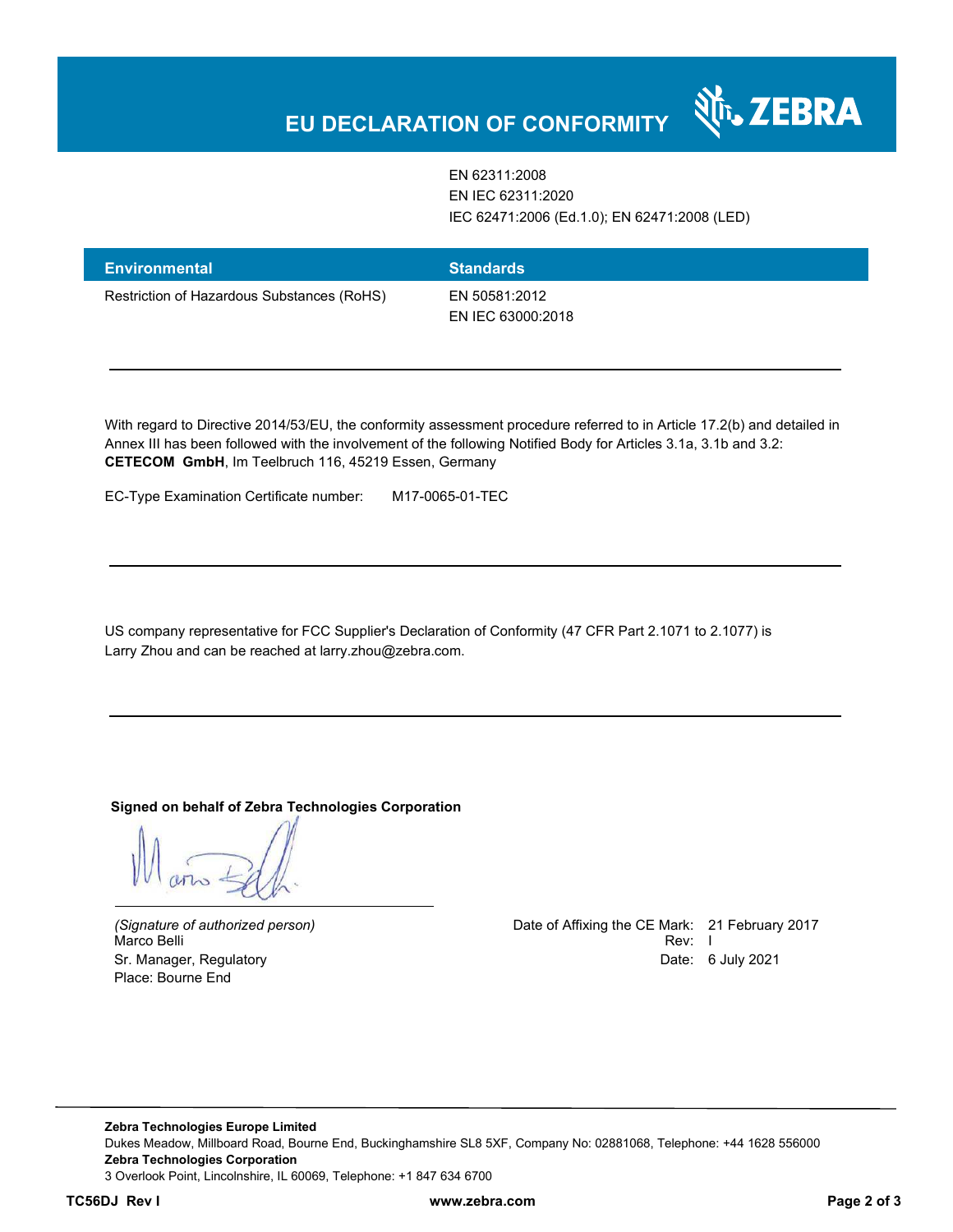# EU DECLARATION OF CONFORMITY

| | |
|---|---|
| | EN 62311:2008<br>EN IEC 62311:2020<br>IEC 62471:2006 (Ed.1.0); EN 62471:2008 (LED) |

| Environmental | Standards |
|---|---|
| Restriction of Hazardous Substances (RoHS) | EN 50581:2012<br>EN IEC 63000:2018 |

---

With regard to Directive 2014/53/EU, the conformity assessment procedure referred to in Article 17.2(b) and detailed in Annex III has been followed with the involvement of the following Notified Body for Articles 3.1a, 3.1b and 3.2:
**CETECOM GmbH**, Im Teelbruch 116, 45219 Essen, Germany

EC-Type Examination Certificate number: M17-0065-01-TEC

---

US company representative for FCC Supplier's Declaration of Conformity (47 CFR Part 2.1071 to 2.1077) is Larry Zhou and can be reached at larry.zhou@zebra.com.

---

**Signed on behalf of Zebra Technologies Corporation**

*(Signature of authorized person)*
Marco Belli
Sr. Manager, Regulatory
Place: Bourne End

Date of Affixing the CE Mark: 21 February 2017
Rev: I
Date: 6 July 2021

**Zebra Technologies Europe Limited**
Dukes Meadow, Millboard Road, Bourne End, Buckinghamshire SL8 5XF, Company No: 02881068, Telephone: +44 1628 556000
**Zebra Technologies Corporation**
3 Overlook Point, Lincolnshire, IL 60069, Telephone: +1 847 634 6700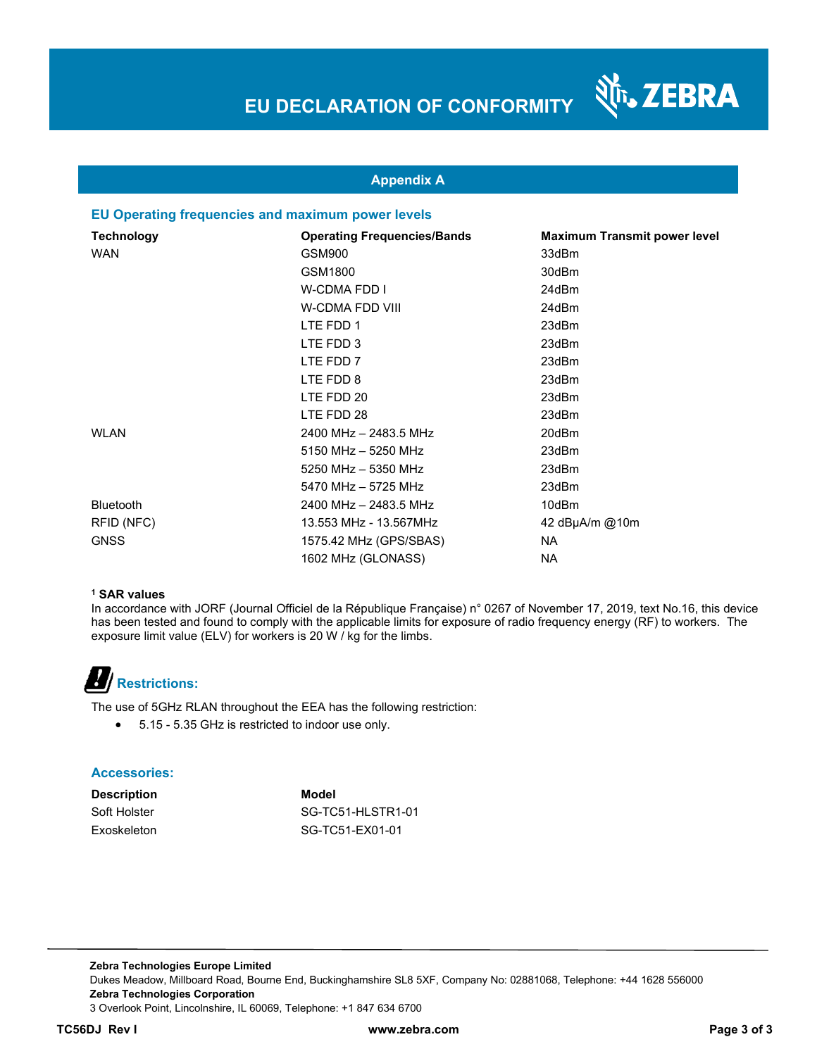# EU DECLARATION OF CONFORMITY

## Appendix A

### EU Operating frequencies and maximum power levels

| Technology | Operating Frequencies/Bands | Maximum Transmit power level |
|---|---|---|
| WAN | GSM900 | 33dBm |
| | GSM1800 | 30dBm |
| | W-CDMA FDD I | 24dBm |
| | W-CDMA FDD VIII | 24dBm |
| | LTE FDD 1 | 23dBm |
| | LTE FDD 3 | 23dBm |
| | LTE FDD 7 | 23dBm |
| | LTE FDD 8 | 23dBm |
| | LTE FDD 20 | 23dBm |
| | LTE FDD 28 | 23dBm |
| WLAN | 2400 MHz – 2483.5 MHz | 20dBm |
| | 5150 MHz – 5250 MHz | 23dBm |
| | 5250 MHz – 5350 MHz | 23dBm |
| | 5470 MHz – 5725 MHz | 23dBm |
| Bluetooth | 2400 MHz – 2483.5 MHz | 10dBm |
| RFID (NFC) | 13.553 MHz - 13.567MHz | 42 dBμA/m @10m |
| GNSS | 1575.42 MHz (GPS/SBAS) | NA |
| | 1602 MHz (GLONASS) | NA |

**[1] SAR values**
In accordance with JORF (Journal Officiel de la République Française) n° 0267 of November 17, 2019, text No.16, this device has been tested and found to comply with the applicable limits for exposure of radio frequency energy (RF) to workers. The exposure limit value (ELV) for workers is 20 W / kg for the limbs.

### Restrictions:

The use of 5GHz RLAN throughout the EEA has the following restriction:

- 5.15 - 5.35 GHz is restricted to indoor use only.

### Accessories:

| Description | Model |
|---|---|
| Soft Holster | SG-TC51-HLSTR1-01 |
| Exoskeleton | SG-TC51-EX01-01 |

**Zebra Technologies Europe Limited**
Dukes Meadow, Millboard Road, Bourne End, Buckinghamshire SL8 5XF, Company No: 02881068, Telephone: +44 1628 556000
**Zebra Technologies Corporation**
3 Overlook Point, Lincolnshire, IL 60069, Telephone: +1 847 634 6700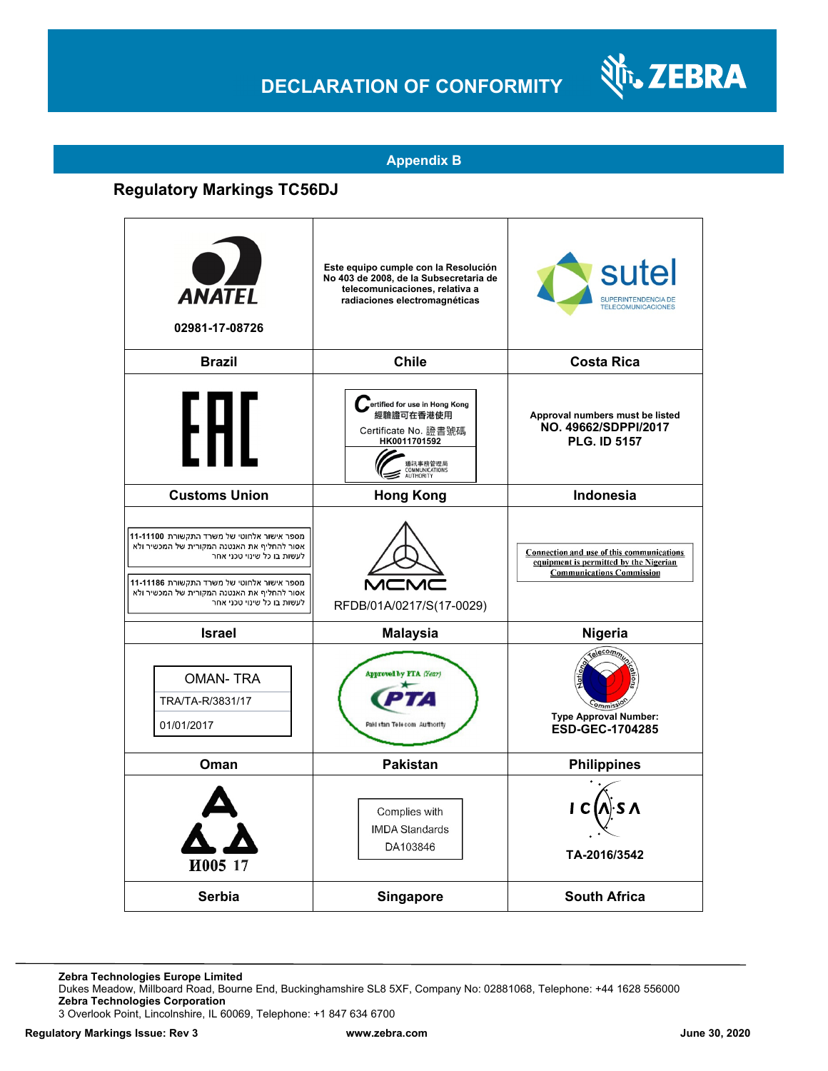# DECLARATION OF CONFORMITY

## Appendix B

### Regulatory Markings TC56DJ

| ANATEL 02981-17-08726 | Este equipo cumple con la Resolución No 403 de 2008, de la Subsecretaria de telecomunicaciones, relativa a radiaciones electromagnéticas | sutel SUPERINTENDENCIA DE TELECOMUNICACIONES |
|---|---|---|
| **Brazil** | **Chile** | **Costa Rica** |
| EAC | Certified for use in Hong Kong 經驗證可在香港使用 Certificate No. 證書號碼 HK0011701592 通訊事務管理局 COMMUNICATIONS AUTHORITY | Approval numbers must be listed NO. 49662/SDPPI/2017 PLG. ID 5157 |
| **Customs Union** | **Hong Kong** | **Indonesia** |
| מספר אישור אלחוטי של משרד התקשורת 11-11100 אסור להחליף את האנטנה המקורית של המכשיר ולא לעשות בו כל שינוי טכני אחר<br>מספר אישור אלחוטי של משרד התקשורת 11-11186 אסור להחליף את האנטנה המקורית של המכשיר ולא לעשות בו כל שינוי טכני אחר | MCMC RFDB/01A/0217/S(17-0029) | Connection and use of this communications equipment is permitted by the Nigerian Communications Commission |
| **Israel** | **Malaysia** | **Nigeria** |
| OMAN- TRA TRA/TA-R/3831/17 01/01/2017 | Approved by PTA (Year) PTA Pakistan Telecom Authority | National Telecommunications Commission Type Approval Number: ESD-GEC-1704285 |
| **Oman** | **Pakistan** | **Philippines** |
| И005 17 | Complies with IMDA Standards DA103846 | ICASA TA-2016/3542 |
| **Serbia** | **Singapore** | **South Africa** |

**Zebra Technologies Europe Limited**
Dukes Meadow, Millboard Road, Bourne End, Buckinghamshire SL8 5XF, Company No: 02881068, Telephone: +44 1628 556000
**Zebra Technologies Corporation**
3 Overlook Point, Lincolnshire, IL 60069, Telephone: +1 847 634 6700

**Regulatory Markings Issue: Rev 3** **www.zebra.com** **June 30, 2020**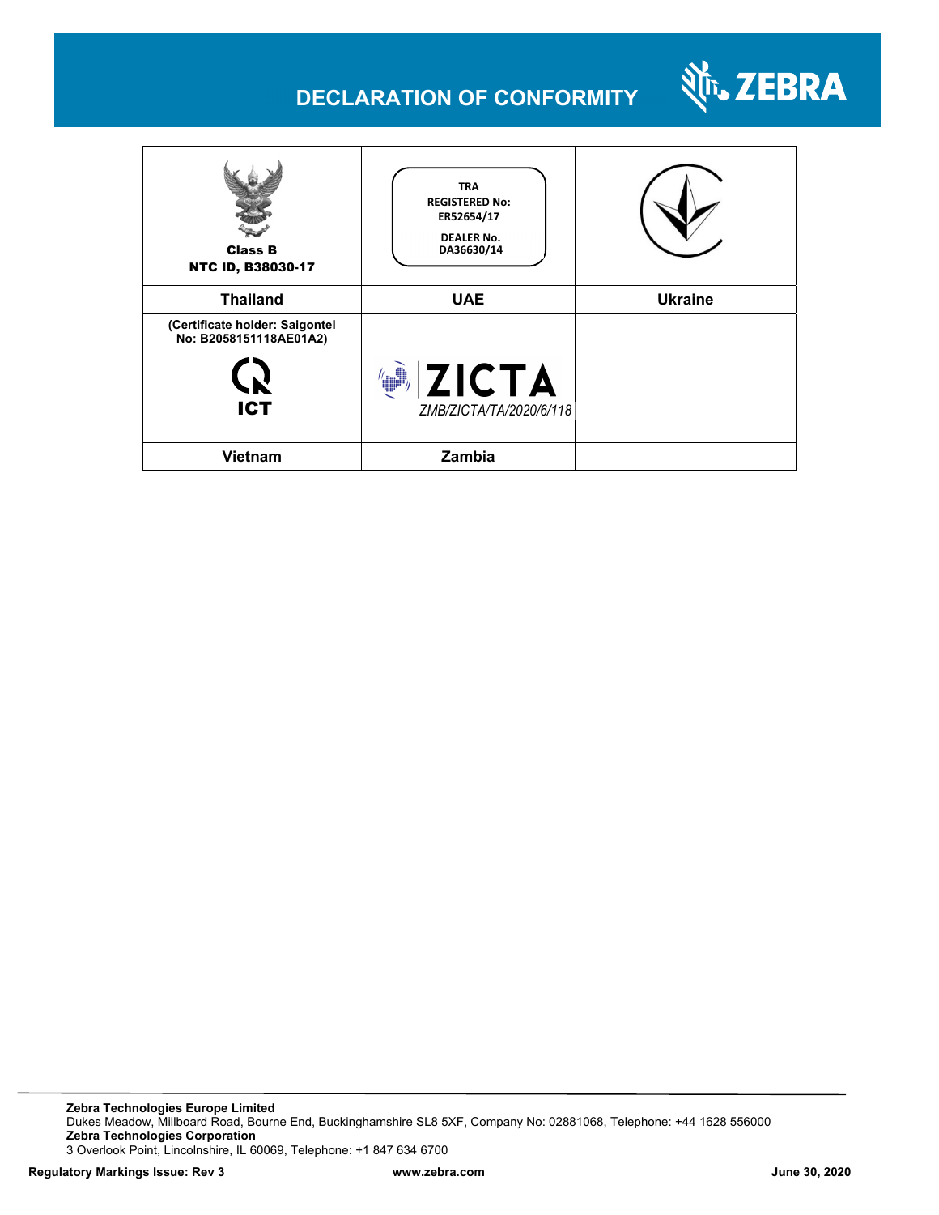# DECLARATION OF CONFORMITY

| | | |
|---|---|---|
| **Class B**<br>**NTC ID, B38030-17** | **TRA**<br>**REGISTERED No:**<br>**ER52654/17**<br>**DEALER No.**<br>**DA36630/14** | |
| **Thailand** | **UAE** | **Ukraine** |
| **(Certificate holder: Saigontel No: B2058151118AE01A2)**<br>**ICT** | **ZICTA**<br>*ZMB/ZICTA/TA/2020/6/118* | |
| **Vietnam** | **Zambia** | |

**Zebra Technologies Europe Limited**
Dukes Meadow, Millboard Road, Bourne End, Buckinghamshire SL8 5XF, Company No: 02881068, Telephone: +44 1628 556000
**Zebra Technologies Corporation**
3 Overlook Point, Lincolnshire, IL 60069, Telephone: +1 847 634 6700

**Regulatory Markings Issue: Rev 3** **www.zebra.com** **June 30, 2020**